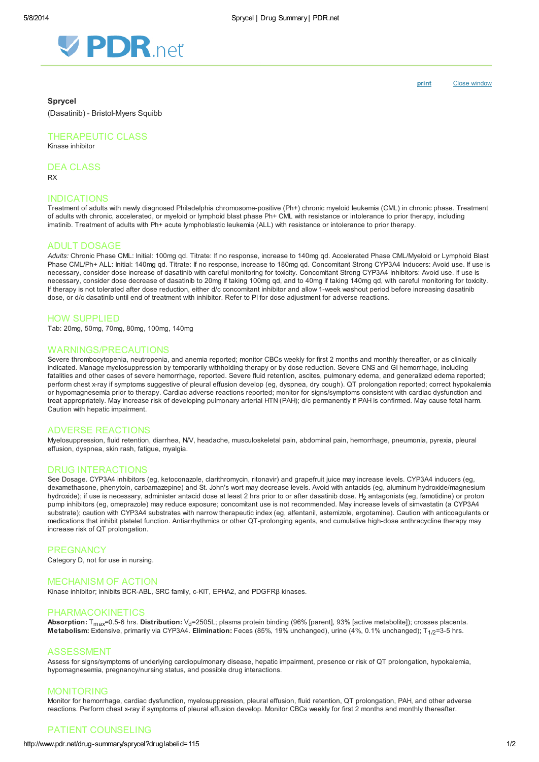**Sprycel**

(Dasatinib) - Bristol-Myers Squibb

## THERAPEUTIC CLASS

Kinase inhibitor

## DEA CLASS

RX

## INDICATIONS

Treatment of adults with newly diagnosed Philadelphia chromosome-positive (Ph+) chronic myeloid leukemia (CML) in chronic phase. Treatment of adults with chronic, accelerated, or myeloid or lymphoid blast phase Ph+ CML with resistance or intolerance to prior therapy, including imatinib. Treatment of adults with Ph+ acute lymphoblastic leukemia (ALL) with resistance or intolerance to prior therapy.

## ADULT DOSAGE

*Adults:* Chronic Phase CML: Initial: 100mg qd. Titrate: If no response, increase to 140mg qd. Accelerated Phase CML/Myeloid or Lymphoid Blast Phase CML/Ph+ ALL: Initial: 140mg qd. Titrate: If no response, increase to 180mg qd. Concomitant Strong CYP3A4 Inducers: Avoid use. If use is necessary, consider dose increase of dasatinib with careful monitoring for toxicity. Concomitant Strong CYP3A4 Inhibitors: Avoid use. If use is necessary, consider dose decrease of dasatinib to 20mg if taking 100mg qd, and to 40mg if taking 140mg qd, with careful monitoring for toxicity. If therapy is not tolerated after dose reduction, either d/c concomitant inhibitor and allow 1-week washout period before increasing dasatinib dose, or d/c dasatinib until end of treatment with inhibitor. Refer to PI for dose adjustment for adverse reactions.

## HOW SUPPLIED

Tab: 20mg, 50mg, 70mg, 80mg, 100mg, 140mg

## WARNINGS/PRECAUTIONS

Severe thrombocytopenia, neutropenia, and anemia reported; monitor CBCs weekly for first 2 months and monthly thereafter, or as clinically indicated. Manage myelosuppression by temporarily withholding therapy or by dose reduction. Severe CNS and GI hemorrhage, including fatalities and other cases of severe hemorrhage, reported. Severe fluid retention, ascites, pulmonary edema, and generalized edema reported; perform chest x-ray if symptoms suggestive of pleural effusion develop (eg, dyspnea, dry cough). QT prolongation reported; correct hypokalemia or hypomagnesemia prior to therapy. Cardiac adverse reactions reported; monitor for signs/symptoms consistent with cardiac dysfunction and treat appropriately. May increase risk of developing pulmonary arterial HTN (PAH); d/c permanently if PAH is confirmed. May cause fetal harm. Caution with hepatic impairment.

## ADVERSE REACTIONS

Myelosuppression, fluid retention, diarrhea, N/V, headache, musculoskeletal pain, abdominal pain, hemorrhage, pneumonia, pyrexia, pleural effusion, dyspnea, skin rash, fatigue, myalgia.

## DRUG INTERACTIONS

See Dosage. CYP3A4 inhibitors (eg, ketoconazole, clarithromycin, ritonavir) and grapefruit juice may increase levels. CYP3A4 inducers (eg, dexamethasone, phenytoin, carbamazepine) and St. John's wort may decrease levels. Avoid with antacids (eg, aluminum hydroxide/magnesium hydroxide); if use is necessary, administer antacid dose at least 2 hrs prior to or after dasatinib dose. $H_2$ antagonists (eg, famotidine) or proton pump inhibitors (eg, omeprazole) may reduce exposure; concomitant use is not recommended. May increase levels of simvastatin (a CYP3A4 substrate); caution with CYP3A4 substrates with narrow therapeutic index (eg, alfentanil, astemizole, ergotamine). Caution with anticoagulants or medications that inhibit platelet function. Antiarrhythmics or other QT-prolonging agents, and cumulative high-dose anthracycline therapy may increase risk of QT prolongation.

## PREGNANCY

Category D, not for use in nursing.

## MECHANISM OF ACTION

Kinase inhibitor; inhibits BCR-ABL, SRC family, c-KIT, EPHA2, and PDGFRβ kinases.

## PHARMACOKINETICS

**Absorption:** $T_{max}$=0.5-6 hrs. **Distribution:** $V_d$=2505L; plasma protein binding (96% [parent], 93% [active metabolite]); crosses placenta. **Metabolism:** Extensive, primarily via CYP3A4. **Elimination:** Feces (85%, 19% unchanged), urine (4%, 0.1% unchanged); $T_{1/2}$=3-5 hrs.

## ASSESSMENT

Assess for signs/symptoms of underlying cardiopulmonary disease, hepatic impairment, presence or risk of QT prolongation, hypokalemia, hypomagnesemia, pregnancy/nursing status, and possible drug interactions.

## MONITORING

Monitor for hemorrhage, cardiac dysfunction, myelosuppression, pleural effusion, fluid retention, QT prolongation, PAH, and other adverse reactions. Perform chest x-ray if symptoms of pleural effusion develop. Monitor CBCs weekly for first 2 months and monthly thereafter.

## PATIENT COUNSELING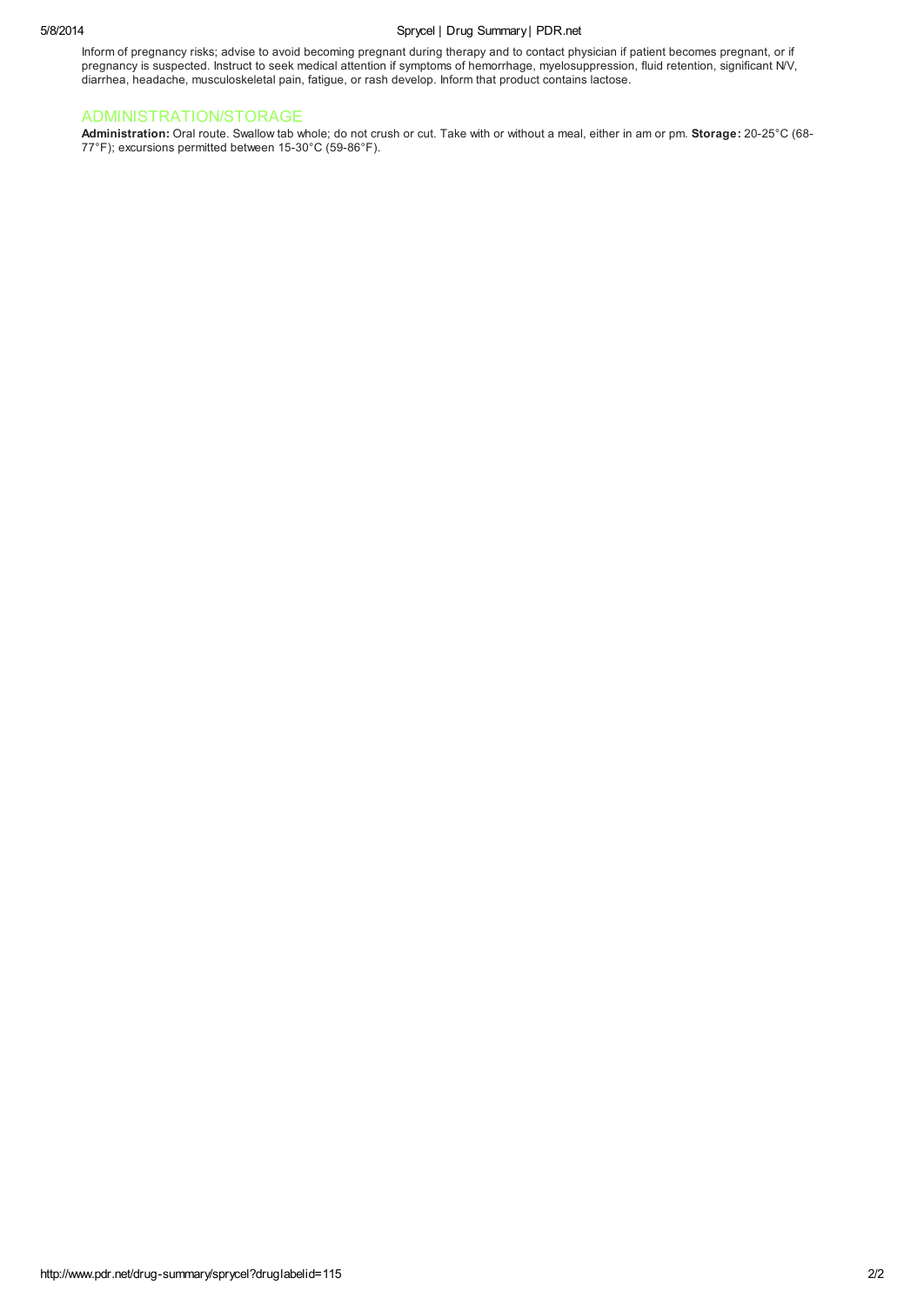Inform of pregnancy risks; advise to avoid becoming pregnant during therapy and to contact physician if patient becomes pregnant, or if pregnancy is suspected. Instruct to seek medical attention if symptoms of hemorrhage, myelosuppression, fluid retention, significant N/V, diarrhea, headache, musculoskeletal pain, fatigue, or rash develop. Inform that product contains lactose.

## ADMINISTRATION/STORAGE

**Administration:** Oral route. Swallow tab whole; do not crush or cut. Take with or without a meal, either in am or pm. **Storage:** 20-25°C (68-77°F); excursions permitted between 15-30°C (59-86°F).